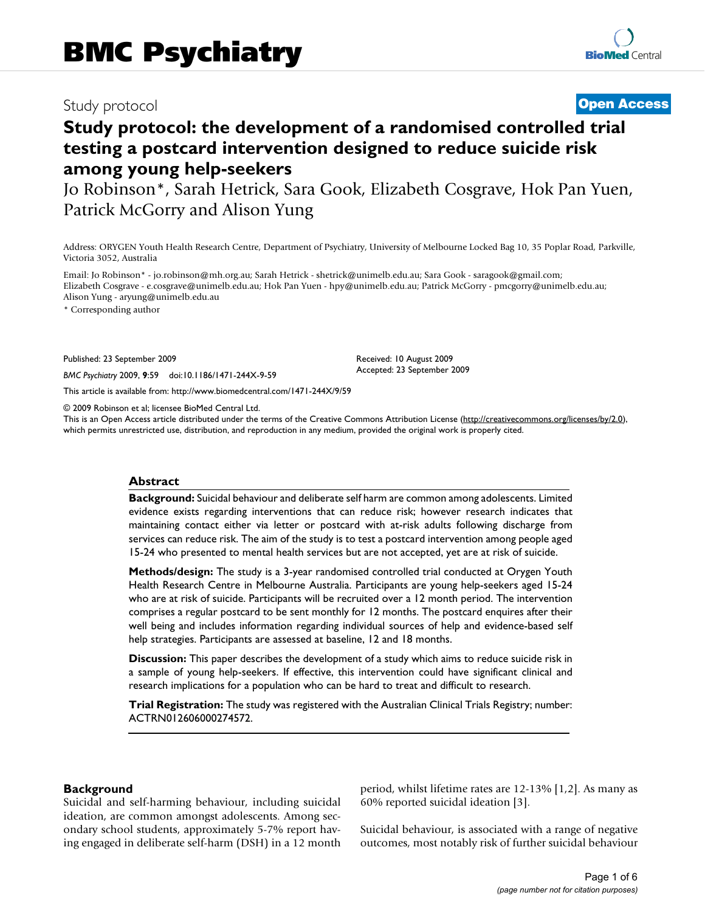# BMC Psychiatry

Study protocol

**Open Access**

# Study protocol: the development of a randomised controlled trial testing a postcard intervention designed to reduce suicide risk among young help-seekers

Jo Robinson*, Sarah Hetrick, Sara Gook, Elizabeth Cosgrave, Hok Pan Yuen, Patrick McGorry and Alison Yung

Address: ORYGEN Youth Health Research Centre, Department of Psychiatry, University of Melbourne Locked Bag 10, 35 Poplar Road, Parkville, Victoria 3052, Australia

Email: Jo Robinson* - jo.robinson@mh.org.au; Sarah Hetrick - shetrick@unimelb.edu.au; Sara Gook - saragook@gmail.com; Elizabeth Cosgrave - e.cosgrave@unimelb.edu.au; Hok Pan Yuen - hpy@unimelb.edu.au; Patrick McGorry - pmcgorry@unimelb.edu.au; Alison Yung - aryung@unimelb.edu.au

* Corresponding author

Published: 23 September 2009

*BMC Psychiatry* 2009, **9**:59 doi:10.1186/1471-244X-9-59

Received: 10 August 2009
Accepted: 23 September 2009

This article is available from: http://www.biomedcentral.com/1471-244X/9/59

© 2009 Robinson et al; licensee BioMed Central Ltd.
This is an Open Access article distributed under the terms of the Creative Commons Attribution License (http://creativecommons.org/licenses/by/2.0), which permits unrestricted use, distribution, and reproduction in any medium, provided the original work is properly cited.

## Abstract

**Background:** Suicidal behaviour and deliberate self harm are common among adolescents. Limited evidence exists regarding interventions that can reduce risk; however research indicates that maintaining contact either via letter or postcard with at-risk adults following discharge from services can reduce risk. The aim of the study is to test a postcard intervention among people aged 15-24 who presented to mental health services but are not accepted, yet are at risk of suicide.

**Methods/design:** The study is a 3-year randomised controlled trial conducted at Orygen Youth Health Research Centre in Melbourne Australia. Participants are young help-seekers aged 15-24 who are at risk of suicide. Participants will be recruited over a 12 month period. The intervention comprises a regular postcard to be sent monthly for 12 months. The postcard enquires after their well being and includes information regarding individual sources of help and evidence-based self help strategies. Participants are assessed at baseline, 12 and 18 months.

**Discussion:** This paper describes the development of a study which aims to reduce suicide risk in a sample of young help-seekers. If effective, this intervention could have significant clinical and research implications for a population who can be hard to treat and difficult to research.

**Trial Registration:** The study was registered with the Australian Clinical Trials Registry; number: ACTRN012606000274572.

## Background

Suicidal and self-harming behaviour, including suicidal ideation, are common amongst adolescents. Among secondary school students, approximately 5-7% report having engaged in deliberate self-harm (DSH) in a 12 month period, whilst lifetime rates are 12-13% [1,2]. As many as 60% reported suicidal ideation [3].

Suicidal behaviour, is associated with a range of negative outcomes, most notably risk of further suicidal behaviour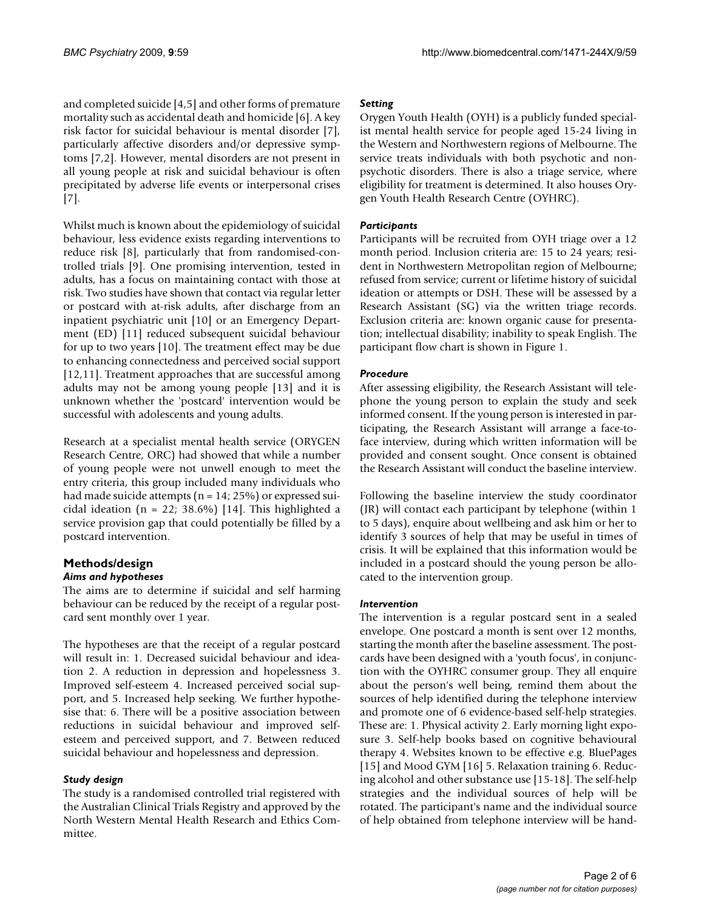and completed suicide [4,5] and other forms of premature mortality such as accidental death and homicide [6]. A key risk factor for suicidal behaviour is mental disorder [7], particularly affective disorders and/or depressive symptoms [7,2]. However, mental disorders are not present in all young people at risk and suicidal behaviour is often precipitated by adverse life events or interpersonal crises [7].

Whilst much is known about the epidemiology of suicidal behaviour, less evidence exists regarding interventions to reduce risk [8], particularly that from randomised-controlled trials [9]. One promising intervention, tested in adults, has a focus on maintaining contact with those at risk. Two studies have shown that contact via regular letter or postcard with at-risk adults, after discharge from an inpatient psychiatric unit [10] or an Emergency Department (ED) [11] reduced subsequent suicidal behaviour for up to two years [10]. The treatment effect may be due to enhancing connectedness and perceived social support [12,11]. Treatment approaches that are successful among adults may not be among young people [13] and it is unknown whether the 'postcard' intervention would be successful with adolescents and young adults.

Research at a specialist mental health service (ORYGEN Research Centre, ORC) had showed that while a number of young people were not unwell enough to meet the entry criteria, this group included many individuals who had made suicide attempts (n = 14; 25%) or expressed suicidal ideation (n = 22; 38.6%) [14]. This highlighted a service provision gap that could potentially be filled by a postcard intervention.

## Methods/design

### *Aims and hypotheses*

The aims are to determine if suicidal and self harming behaviour can be reduced by the receipt of a regular postcard sent monthly over 1 year.

The hypotheses are that the receipt of a regular postcard will result in: 1. Decreased suicidal behaviour and ideation 2. A reduction in depression and hopelessness 3. Improved self-esteem 4. Increased perceived social support, and 5. Increased help seeking. We further hypothesise that: 6. There will be a positive association between reductions in suicidal behaviour and improved self-esteem and perceived support, and 7. Between reduced suicidal behaviour and hopelessness and depression.

### *Study design*

The study is a randomised controlled trial registered with the Australian Clinical Trials Registry and approved by the North Western Mental Health Research and Ethics Committee.

### *Setting*

Orygen Youth Health (OYH) is a publicly funded specialist mental health service for people aged 15-24 living in the Western and Northwestern regions of Melbourne. The service treats individuals with both psychotic and non-psychotic disorders. There is also a triage service, where eligibility for treatment is determined. It also houses Orygen Youth Health Research Centre (OYHRC).

### *Participants*

Participants will be recruited from OYH triage over a 12 month period. Inclusion criteria are: 15 to 24 years; resident in Northwestern Metropolitan region of Melbourne; refused from service; current or lifetime history of suicidal ideation or attempts or DSH. These will be assessed by a Research Assistant (SG) via the written triage records. Exclusion criteria are: known organic cause for presentation; intellectual disability; inability to speak English. The participant flow chart is shown in Figure 1.

### *Procedure*

After assessing eligibility, the Research Assistant will telephone the young person to explain the study and seek informed consent. If the young person is interested in participating, the Research Assistant will arrange a face-to-face interview, during which written information will be provided and consent sought. Once consent is obtained the Research Assistant will conduct the baseline interview.

Following the baseline interview the study coordinator (JR) will contact each participant by telephone (within 1 to 5 days), enquire about wellbeing and ask him or her to identify 3 sources of help that may be useful in times of crisis. It will be explained that this information would be included in a postcard should the young person be allocated to the intervention group.

### *Intervention*

The intervention is a regular postcard sent in a sealed envelope. One postcard a month is sent over 12 months, starting the month after the baseline assessment. The postcards have been designed with a 'youth focus', in conjunction with the OYHRC consumer group. They all enquire about the person's well being, remind them about the sources of help identified during the telephone interview and promote one of 6 evidence-based self-help strategies. These are: 1. Physical activity 2. Early morning light exposure 3. Self-help books based on cognitive behavioural therapy 4. Websites known to be effective e.g. BluePages [15] and Mood GYM [16] 5. Relaxation training 6. Reducing alcohol and other substance use [15-18]. The self-help strategies and the individual sources of help will be rotated. The participant's name and the individual source of help obtained from telephone interview will be hand-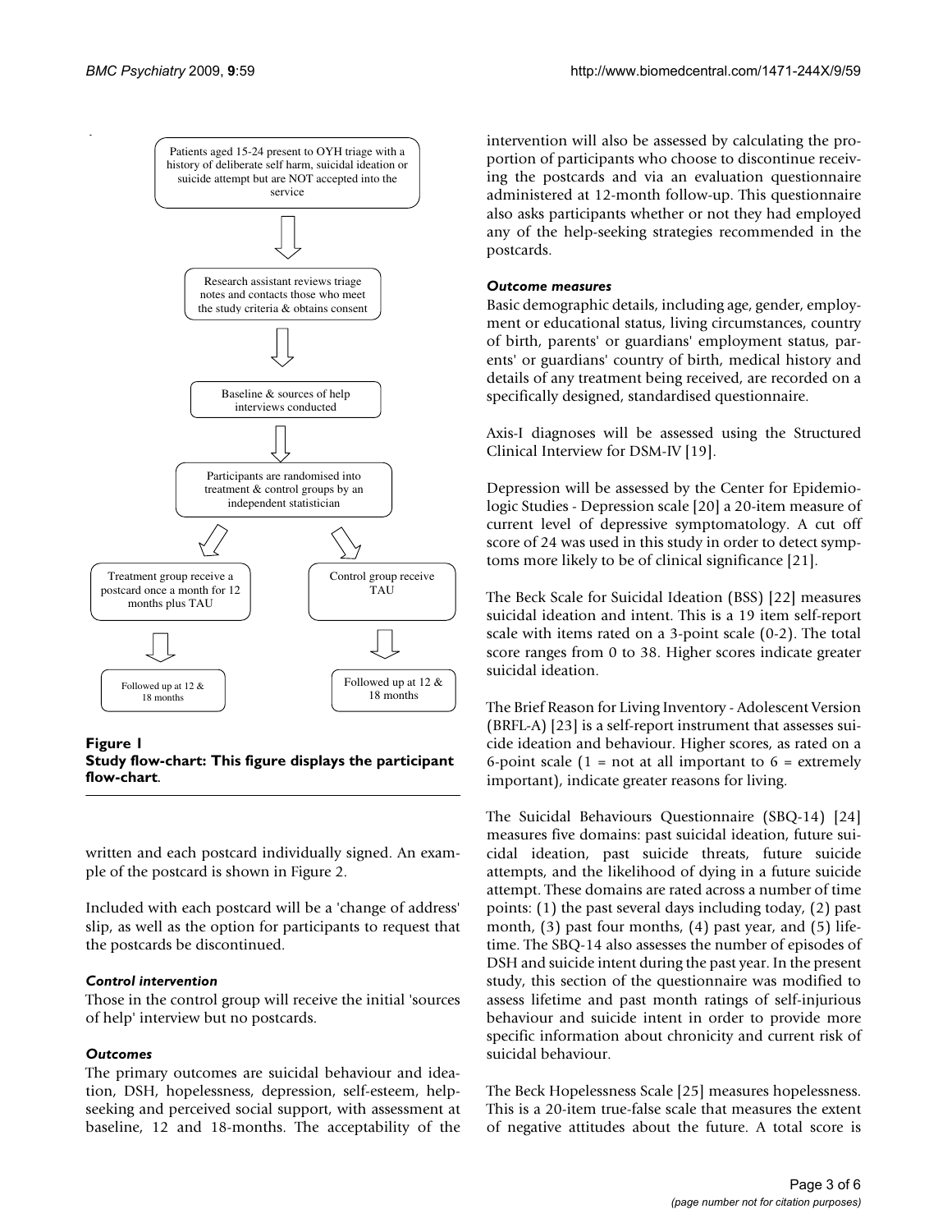Patients aged 15-24 present to OYH triage with a history of deliberate self harm, suicidal ideation or suicide attempt but are NOT accepted into the service

Research assistant reviews triage notes and contacts those who meet the study criteria & obtains consent

Baseline & sources of help interviews conducted

Participants are randomised into treatment & control groups by an independent statistician

Treatment group receive a postcard once a month for 12 months plus TAU

Control group receive TAU

Followed up at 12 & 18 months

Followed up at 12 & 18 months

**Figure 1**
**Study flow-chart: This figure displays the participant flow-chart.**

written and each postcard individually signed. An example of the postcard is shown in Figure 2.

Included with each postcard will be a 'change of address' slip, as well as the option for participants to request that the postcards be discontinued.

### *Control intervention*

Those in the control group will receive the initial 'sources of help' interview but no postcards.

### *Outcomes*

The primary outcomes are suicidal behaviour and ideation, DSH, hopelessness, depression, self-esteem, help-seeking and perceived social support, with assessment at baseline, 12 and 18-months. The acceptability of the intervention will also be assessed by calculating the proportion of participants who choose to discontinue receiving the postcards and via an evaluation questionnaire administered at 12-month follow-up. This questionnaire also asks participants whether or not they had employed any of the help-seeking strategies recommended in the postcards.

### *Outcome measures*

Basic demographic details, including age, gender, employment or educational status, living circumstances, country of birth, parents' or guardians' employment status, parents' or guardians' country of birth, medical history and details of any treatment being received, are recorded on a specifically designed, standardised questionnaire.

Axis-I diagnoses will be assessed using the Structured Clinical Interview for DSM-IV [19].

Depression will be assessed by the Center for Epidemiologic Studies - Depression scale [20] a 20-item measure of current level of depressive symptomatology. A cut off score of 24 was used in this study in order to detect symptoms more likely to be of clinical significance [21].

The Beck Scale for Suicidal Ideation (BSS) [22] measures suicidal ideation and intent. This is a 19 item self-report scale with items rated on a 3-point scale (0-2). The total score ranges from 0 to 38. Higher scores indicate greater suicidal ideation.

The Brief Reason for Living Inventory - Adolescent Version (BRFL-A) [23] is a self-report instrument that assesses suicide ideation and behaviour. Higher scores, as rated on a 6-point scale (1 = not at all important to 6 = extremely important), indicate greater reasons for living.

The Suicidal Behaviours Questionnaire (SBQ-14) [24] measures five domains: past suicidal ideation, future suicidal ideation, past suicide threats, future suicide attempts, and the likelihood of dying in a future suicide attempt. These domains are rated across a number of time points: (1) the past several days including today, (2) past month, (3) past four months, (4) past year, and (5) lifetime. The SBQ-14 also assesses the number of episodes of DSH and suicide intent during the past year. In the present study, this section of the questionnaire was modified to assess lifetime and past month ratings of self-injurious behaviour and suicide intent in order to provide more specific information about chronicity and current risk of suicidal behaviour.

The Beck Hopelessness Scale [25] measures hopelessness. This is a 20-item true-false scale that measures the extent of negative attitudes about the future. A total score is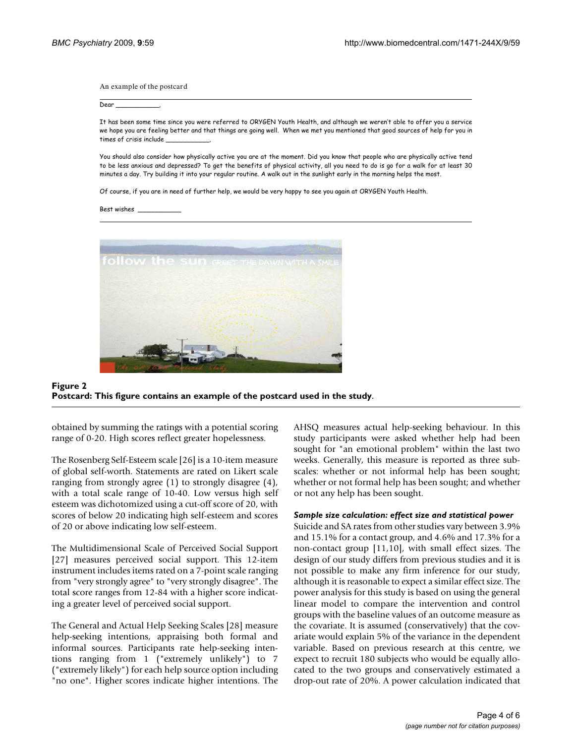An example of the postcard

Dear ___________,

It has been some time since you were referred to ORYGEN Youth Health, and although we weren't able to offer you a service we hope you are feeling better and that things are going well. When we met you mentioned that good sources of help for you in times of crisis include ___________,

You should also consider how physically active you are at the moment. Did you know that people who are physically active tend to be less anxious and depressed? To get the benefits of physical activity, all you need to do is go for a walk for at least 30 minutes a day. Try building it into your regular routine. A walk out in the sunlight early in the morning helps the most.

Of course, if you are in need of further help, we would be very happy to see you again at ORYGEN Youth Health.

Best wishes ___________

follow the sun GREET THE DAWN WITH A SMILE

The ORYGEN Postcard Study

**Figure 2**
**Postcard: This figure contains an example of the postcard used in the study**.

obtained by summing the ratings with a potential scoring range of 0-20. High scores reflect greater hopelessness.

The Rosenberg Self-Esteem scale [26] is a 10-item measure of global self-worth. Statements are rated on Likert scale ranging from strongly agree (1) to strongly disagree (4), with a total scale range of 10-40. Low versus high self esteem was dichotomized using a cut-off score of 20, with scores of below 20 indicating high self-esteem and scores of 20 or above indicating low self-esteem.

The Multidimensional Scale of Perceived Social Support [27] measures perceived social support. This 12-item instrument includes items rated on a 7-point scale ranging from "very strongly agree" to "very strongly disagree". The total score ranges from 12-84 with a higher score indicating a greater level of perceived social support.

The General and Actual Help Seeking Scales [28] measure help-seeking intentions, appraising both formal and informal sources. Participants rate help-seeking intentions ranging from 1 ("extremely unlikely") to 7 ("extremely likely") for each help source option including "no one". Higher scores indicate higher intentions. The AHSQ measures actual help-seeking behaviour. In this study participants were asked whether help had been sought for "an emotional problem" within the last two weeks. Generally, this measure is reported as three subscales: whether or not informal help has been sought; whether or not formal help has been sought; and whether or not any help has been sought.

### *Sample size calculation: effect size and statistical power*

Suicide and SA rates from other studies vary between 3.9% and 15.1% for a contact group, and 4.6% and 17.3% for a non-contact group [11,10], with small effect sizes. The design of our study differs from previous studies and it is not possible to make any firm inference for our study, although it is reasonable to expect a similar effect size. The power analysis for this study is based on using the general linear model to compare the intervention and control groups with the baseline values of an outcome measure as the covariate. It is assumed (conservatively) that the covariate would explain 5% of the variance in the dependent variable. Based on previous research at this centre, we expect to recruit 180 subjects who would be equally allocated to the two groups and conservatively estimated a drop-out rate of 20%. A power calculation indicated that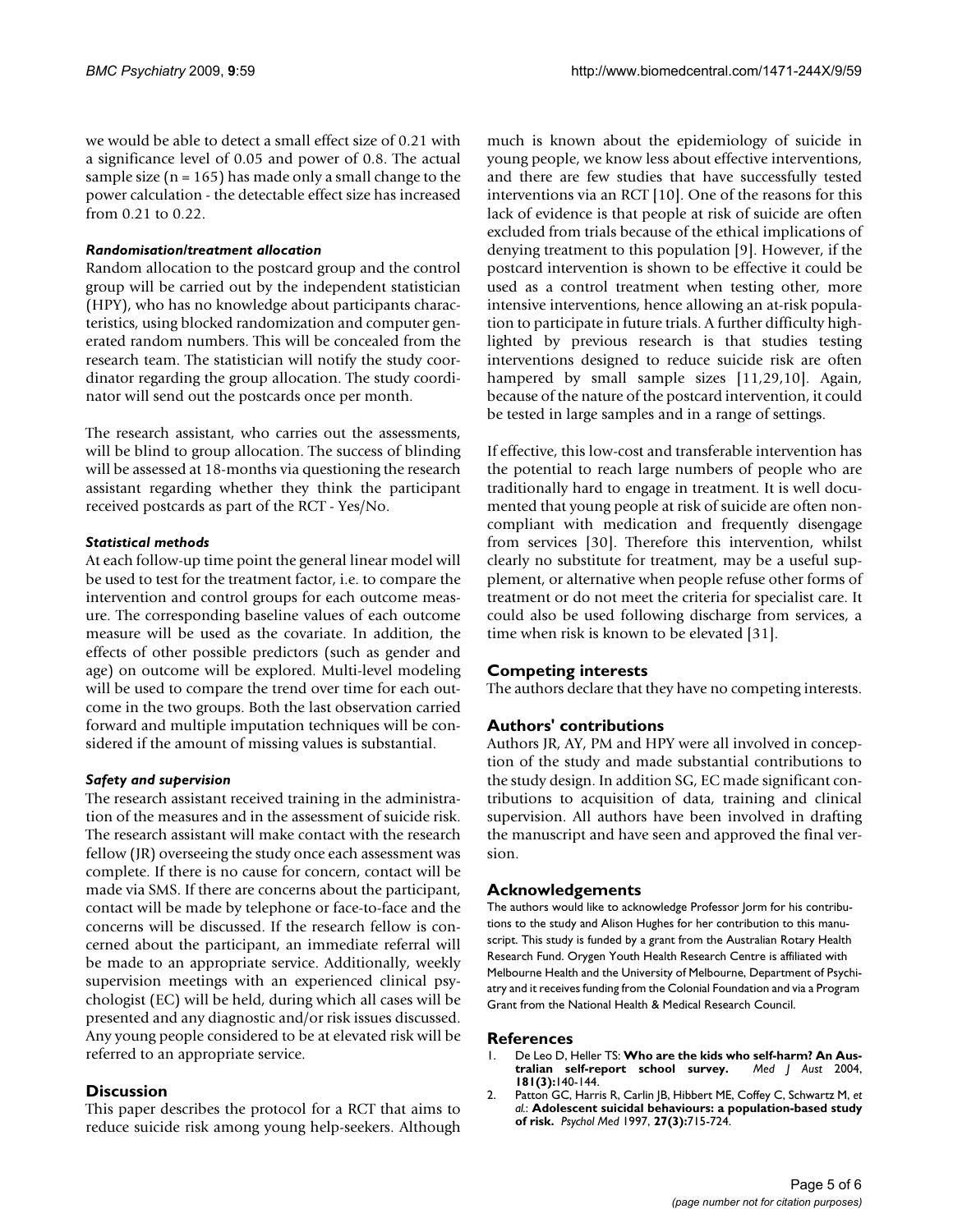we would be able to detect a small effect size of 0.21 with a significance level of 0.05 and power of 0.8. The actual sample size (n = 165) has made only a small change to the power calculation - the detectable effect size has increased from 0.21 to 0.22.

#### *Randomisation/treatment allocation*

Random allocation to the postcard group and the control group will be carried out by the independent statistician (HPY), who has no knowledge about participants characteristics, using blocked randomization and computer generated random numbers. This will be concealed from the research team. The statistician will notify the study coordinator regarding the group allocation. The study coordinator will send out the postcards once per month.

The research assistant, who carries out the assessments, will be blind to group allocation. The success of blinding will be assessed at 18-months via questioning the research assistant regarding whether they think the participant received postcards as part of the RCT - Yes/No.

#### *Statistical methods*

At each follow-up time point the general linear model will be used to test for the treatment factor, i.e. to compare the intervention and control groups for each outcome measure. The corresponding baseline values of each outcome measure will be used as the covariate. In addition, the effects of other possible predictors (such as gender and age) on outcome will be explored. Multi-level modeling will be used to compare the trend over time for each outcome in the two groups. Both the last observation carried forward and multiple imputation techniques will be considered if the amount of missing values is substantial.

#### *Safety and supervision*

The research assistant received training in the administration of the measures and in the assessment of suicide risk. The research assistant will make contact with the research fellow (JR) overseeing the study once each assessment was complete. If there is no cause for concern, contact will be made via SMS. If there are concerns about the participant, contact will be made by telephone or face-to-face and the concerns will be discussed. If the research fellow is concerned about the participant, an immediate referral will be made to an appropriate service. Additionally, weekly supervision meetings with an experienced clinical psychologist (EC) will be held, during which all cases will be presented and any diagnostic and/or risk issues discussed. Any young people considered to be at elevated risk will be referred to an appropriate service.

## Discussion

This paper describes the protocol for a RCT that aims to reduce suicide risk among young help-seekers. Although much is known about the epidemiology of suicide in young people, we know less about effective interventions, and there are few studies that have successfully tested interventions via an RCT [10]. One of the reasons for this lack of evidence is that people at risk of suicide are often excluded from trials because of the ethical implications of denying treatment to this population [9]. However, if the postcard intervention is shown to be effective it could be used as a control treatment when testing other, more intensive interventions, hence allowing an at-risk population to participate in future trials. A further difficulty highlighted by previous research is that studies testing interventions designed to reduce suicide risk are often hampered by small sample sizes [11,29,10]. Again, because of the nature of the postcard intervention, it could be tested in large samples and in a range of settings.

If effective, this low-cost and transferable intervention has the potential to reach large numbers of people who are traditionally hard to engage in treatment. It is well documented that young people at risk of suicide are often noncompliant with medication and frequently disengage from services [30]. Therefore this intervention, whilst clearly no substitute for treatment, may be a useful supplement, or alternative when people refuse other forms of treatment or do not meet the criteria for specialist care. It could also be used following discharge from services, a time when risk is known to be elevated [31].

## Competing interests

The authors declare that they have no competing interests.

## Authors' contributions

Authors JR, AY, PM and HPY were all involved in conception of the study and made substantial contributions to the study design. In addition SG, EC made significant contributions to acquisition of data, training and clinical supervision. All authors have been involved in drafting the manuscript and have seen and approved the final version.

## Acknowledgements

The authors would like to acknowledge Professor Jorm for his contributions to the study and Alison Hughes for her contribution to this manuscript. This study is funded by a grant from the Australian Rotary Health Research Fund. Orygen Youth Health Research Centre is affiliated with Melbourne Health and the University of Melbourne, Department of Psychiatry and it receives funding from the Colonial Foundation and via a Program Grant from the National Health & Medical Research Council.

## References

1. De Leo D, Heller TS: **Who are the kids who self-harm? An Australian self-report school survey.** *Med J Aust* 2004, **181(3):**140-144.
2. Patton GC, Harris R, Carlin JB, Hibbert ME, Coffey C, Schwartz M, *et al.*: **Adolescent suicidal behaviours: a population-based study of risk.** *Psychol Med* 1997, **27(3):**715-724.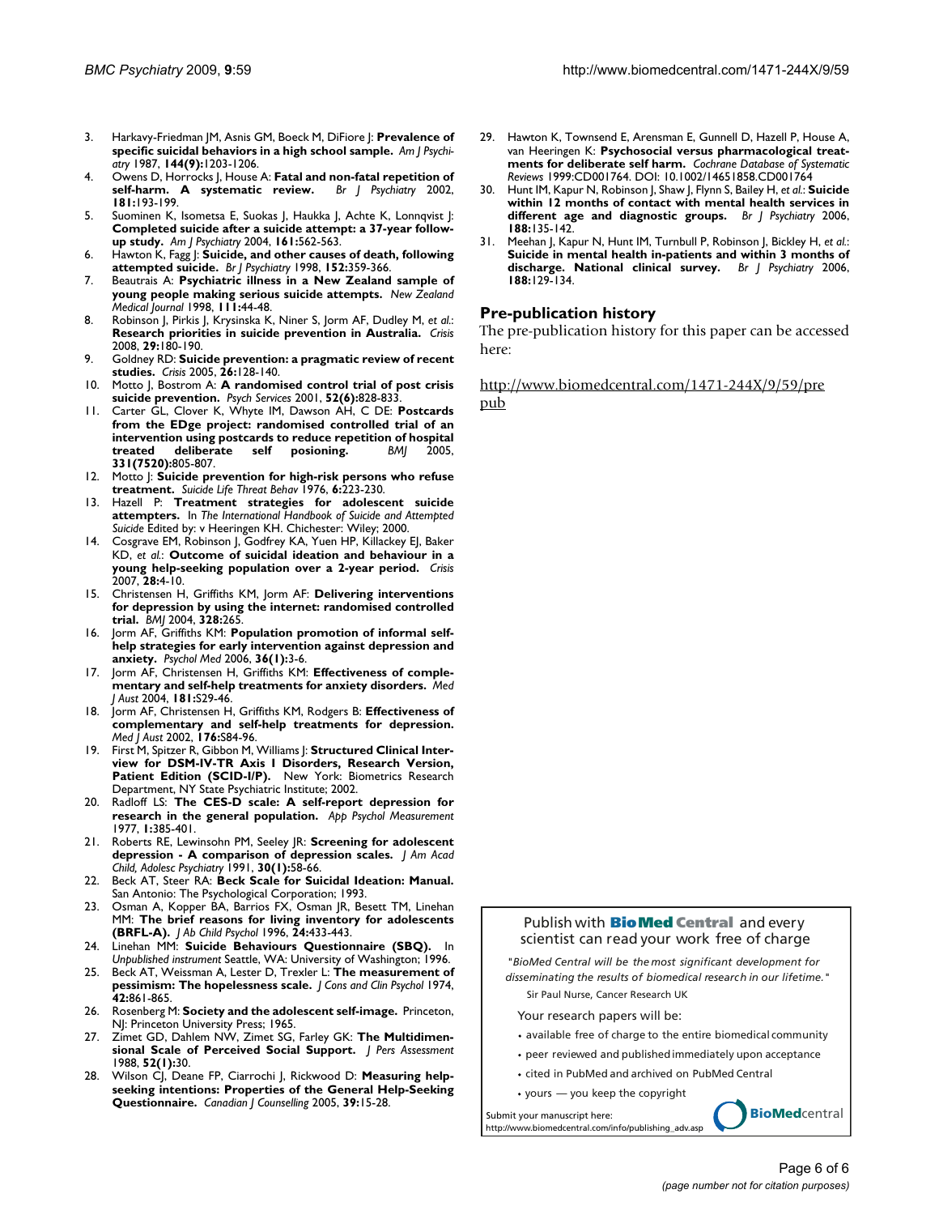3. Harkavy-Friedman JM, Asnis GM, Boeck M, DiFiore J: **Prevalence of specific suicidal behaviors in a high school sample.** *Am J Psychiatry* 1987, **144(9):**1203-1206.
4. Owens D, Horrocks J, House A: **Fatal and non-fatal repetition of self-harm. A systematic review.** *Br J Psychiatry* 2002, **181:**193-199.
5. Suominen K, Isometsa E, Suokas J, Haukka J, Achte K, Lonnqvist J: **Completed suicide after a suicide attempt: a 37-year follow-up study.** *Am J Psychiatry* 2004, **161:**562-563.
6. Hawton K, Fagg J: **Suicide, and other causes of death, following attempted suicide.** *Br J Psychiatry* 1998, **152:**359-366.
7. Beautrais A: **Psychiatric illness in a New Zealand sample of young people making serious suicide attempts.** *New Zealand Medical Journal* 1998, **111:**44-48.
8. Robinson J, Pirkis J, Krysinska K, Niner S, Jorm AF, Dudley M, *et al.*: **Research priorities in suicide prevention in Australia.** *Crisis* 2008, **29:**180-190.
9. Goldney RD: **Suicide prevention: a pragmatic review of recent studies.** *Crisis* 2005, **26:**128-140.
10. Motto J, Bostrom A: **A randomised control trial of post crisis suicide prevention.** *Psych Services* 2001, **52(6):**828-833.
11. Carter GL, Clover K, Whyte IM, Dawson AH, C DE: **Postcards from the EDge project: randomised controlled trial of an intervention using postcards to reduce repetition of hospital treated deliberate self posioning.** *BMJ* 2005, **331(7520):**805-807.
12. Motto J: **Suicide prevention for high-risk persons who refuse treatment.** *Suicide Life Threat Behav* 1976, **6:**223-230.
13. Hazell P: **Treatment strategies for adolescent suicide attempters.** In *The International Handbook of Suicide and Attempted Suicide* Edited by: v Heeringen KH. Chichester: Wiley; 2000.
14. Cosgrave EM, Robinson J, Godfrey KA, Yuen HP, Killackey EJ, Baker KD, *et al.*: **Outcome of suicidal ideation and behaviour in a young help-seeking population over a 2-year period.** *Crisis* 2007, **28:**4-10.
15. Christensen H, Griffiths KM, Jorm AF: **Delivering interventions for depression by using the internet: randomised controlled trial.** *BMJ* 2004, **328:**265.
16. Jorm AF, Griffiths KM: **Population promotion of informal self-help strategies for early intervention against depression and anxiety.** *Psychol Med* 2006, **36(1):**3-6.
17. Jorm AF, Christensen H, Griffiths KM: **Effectiveness of complementary and self-help treatments for anxiety disorders.** *Med J Aust* 2004, **181:**S29-46.
18. Jorm AF, Christensen H, Griffiths KM, Rodgers B: **Effectiveness of complementary and self-help treatments for depression.** *Med J Aust* 2002, **176:**S84-96.
19. First M, Spitzer R, Gibbon M, Williams J: **Structured Clinical Interview for DSM-IV-TR Axis I Disorders, Research Version, Patient Edition (SCID-I/P).** New York: Biometrics Research Department, NY State Psychiatric Institute; 2002.
20. Radloff LS: **The CES-D scale: A self-report depression for research in the general population.** *App Psychol Measurement* 1977, **1:**385-401.
21. Roberts RE, Lewinsohn PM, Seeley JR: **Screening for adolescent depression - A comparison of depression scales.** *J Am Acad Child, Adolesc Psychiatry* 1991, **30(1):**58-66.
22. Beck AT, Steer RA: **Beck Scale for Suicidal Ideation: Manual.** San Antonio: The Psychological Corporation; 1993.
23. Osman A, Kopper BA, Barrios FX, Osman JR, Besett TM, Linehan MM: **The brief reasons for living inventory for adolescents (BRFL-A).** *J Ab Child Psychol* 1996, **24:**433-443.
24. Linehan MM: **Suicide Behaviours Questionnaire (SBQ).** In *Unpublished instrument* Seattle, WA: University of Washington; 1996.
25. Beck AT, Weissman A, Lester D, Trexler L: **The measurement of pessimism: The hopelessness scale.** *J Cons and Clin Psychol* 1974, **42:**861-865.
26. Rosenberg M: **Society and the adolescent self-image.** Princeton, NJ: Princeton University Press; 1965.
27. Zimet GD, Dahlem NW, Zimet SG, Farley GK: **The Multidimensional Scale of Perceived Social Support.** *J Pers Assessment* 1988, **52(1):**30.
28. Wilson CJ, Deane FP, Ciarrochi J, Rickwood D: **Measuring help-seeking intentions: Properties of the General Help-Seeking Questionnaire.** *Canadian J Counselling* 2005, **39:**15-28.
29. Hawton K, Townsend E, Arensman E, Gunnell D, Hazell P, House A, van Heeringen K: **Psychosocial versus pharmacological treatments for deliberate self harm.** *Cochrane Database of Systematic Reviews* 1999:CD001764. DOI: 10.1002/14651858.CD001764
30. Hunt IM, Kapur N, Robinson J, Shaw J, Flynn S, Bailey H, *et al.*: **Suicide within 12 months of contact with mental health services in different age and diagnostic groups.** *Br J Psychiatry* 2006, **188:**135-142.
31. Meehan J, Kapur N, Hunt IM, Turnbull P, Robinson J, Bickley H, *et al.*: **Suicide in mental health in-patients and within 3 months of discharge. National clinical survey.** *Br J Psychiatry* 2006, **188:**129-134.

## Pre-publication history

The pre-publication history for this paper can be accessed here:

http://www.biomedcentral.com/1471-244X/9/59/prepub

Publish with **BioMed Central** and every scientist can read your work free of charge

*"BioMed Central will be the most significant development for disseminating the results of biomedical research in our lifetime."*
Sir Paul Nurse, Cancer Research UK

Your research papers will be:

- available free of charge to the entire biomedical community
- peer reviewed and published immediately upon acceptance
- cited in PubMed and archived on PubMed Central
- yours — you keep the copyright

Submit your manuscript here:
http://www.biomedcentral.com/info/publishing_adv.asp

BioMedcentral